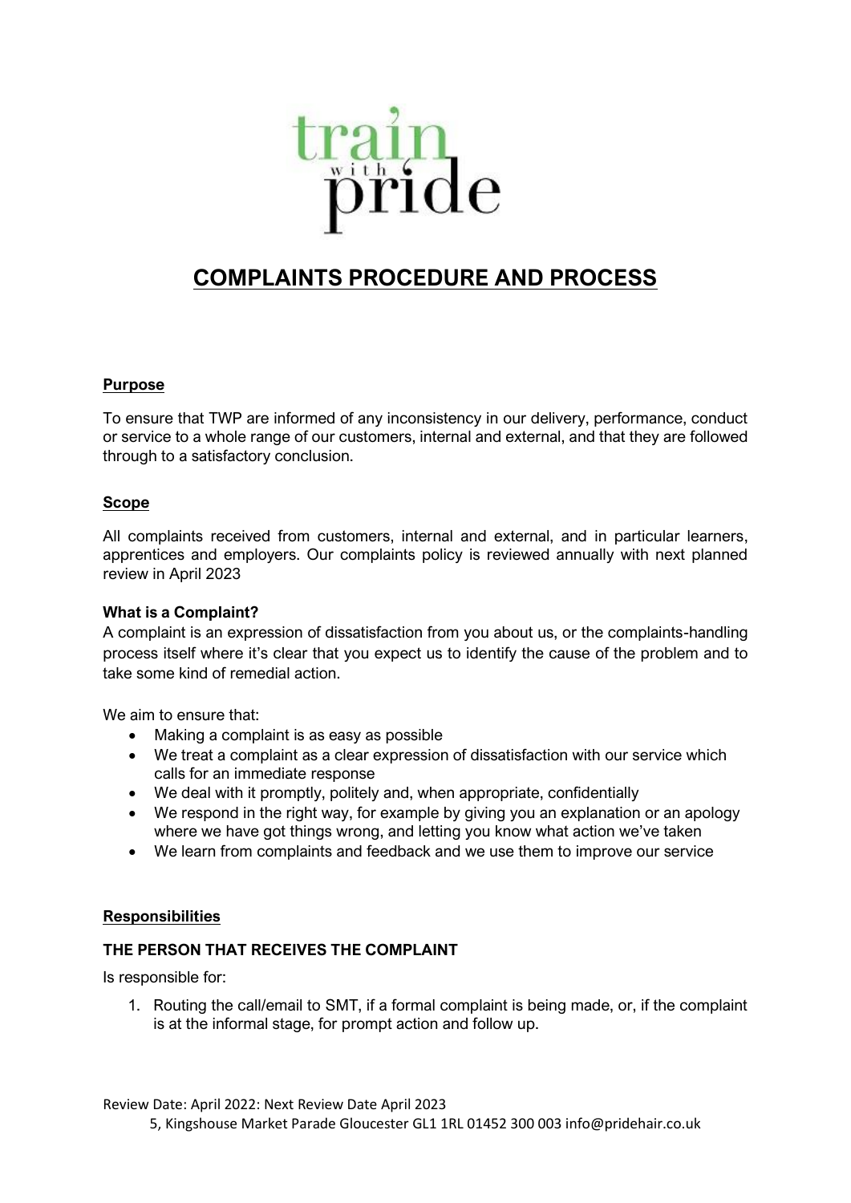# COMPLAINTS PROCEDURE AND PROCESS

## Purpose

To ensure that TWP are informed of any inconsistency in our delivery, performance, conduct or service to a whole range of our customers, internal and external, and that they are followed through to a satisfactory conclusion.

## Scope

All complaints received from customers, internal and external, and in particular learners, apprentices and employers. Our complaints policy is reviewed annually with next planned review in April 2023

### What is a Complaint?

A complaint is an expression of dissatisfaction from you about us, or the complaints-handling process itself where it's clear that you expect us to identify the cause of the problem and to take some kind of remedial action.

We aim to ensure that:

- Making a complaint is as easy as possible
- We treat a complaint as a clear expression of dissatisfaction with our service which calls for an immediate response
- We deal with it promptly, politely and, when appropriate, confidentially
- We respond in the right way, for example by giving you an explanation or an apology where we have got things wrong, and letting you know what action we've taken
- We learn from complaints and feedback and we use them to improve our service

## Responsibilities

### THE PERSON THAT RECEIVES THE COMPLAINT

Is responsible for:

1. Routing the call/email to SMT, if a formal complaint is being made, or, if the complaint is at the informal stage, for prompt action and follow up.

Review Date: April 2022: Next Review Date April 2023

5, Kingshouse Market Parade Gloucester GL1 1RL 01452 300 003 info@pridehair.co.uk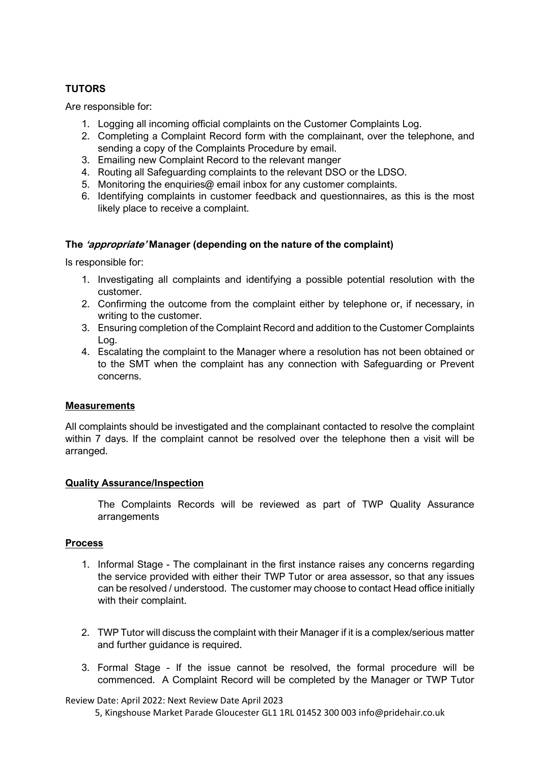**TUTORS**

Are responsible for:

1. Logging all incoming official complaints on the Customer Complaints Log.
2. Completing a Complaint Record form with the complainant, over the telephone, and sending a copy of the Complaints Procedure by email.
3. Emailing new Complaint Record to the relevant manger
4. Routing all Safeguarding complaints to the relevant DSO or the LDSO.
5. Monitoring the enquiries@ email inbox for any customer complaints.
6. Identifying complaints in customer feedback and questionnaires, as this is the most likely place to receive a complaint.

**The *'appropriate'* Manager (depending on the nature of the complaint)**

Is responsible for:

1. Investigating all complaints and identifying a possible potential resolution with the customer.
2. Confirming the outcome from the complaint either by telephone or, if necessary, in writing to the customer.
3. Ensuring completion of the Complaint Record and addition to the Customer Complaints Log.
4. Escalating the complaint to the Manager where a resolution has not been obtained or to the SMT when the complaint has any connection with Safeguarding or Prevent concerns.

**Measurements**

All complaints should be investigated and the complainant contacted to resolve the complaint within 7 days. If the complaint cannot be resolved over the telephone then a visit will be arranged.

**Quality Assurance/Inspection**

The Complaints Records will be reviewed as part of TWP Quality Assurance arrangements

**Process**

1. Informal Stage - The complainant in the first instance raises any concerns regarding the service provided with either their TWP Tutor or area assessor, so that any issues can be resolved / understood. The customer may choose to contact Head office initially with their complaint.

2. TWP Tutor will discuss the complaint with their Manager if it is a complex/serious matter and further guidance is required.

3. Formal Stage - If the issue cannot be resolved, the formal procedure will be commenced. A Complaint Record will be completed by the Manager or TWP Tutor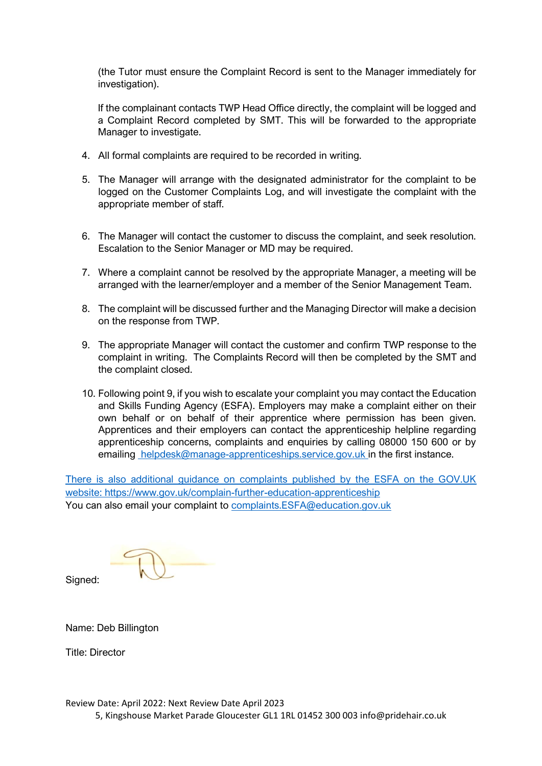(the Tutor must ensure the Complaint Record is sent to the Manager immediately for investigation).

If the complainant contacts TWP Head Office directly, the complaint will be logged and a Complaint Record completed by SMT. This will be forwarded to the appropriate Manager to investigate.

4. All formal complaints are required to be recorded in writing.

5. The Manager will arrange with the designated administrator for the complaint to be logged on the Customer Complaints Log, and will investigate the complaint with the appropriate member of staff.

6. The Manager will contact the customer to discuss the complaint, and seek resolution. Escalation to the Senior Manager or MD may be required.

7. Where a complaint cannot be resolved by the appropriate Manager, a meeting will be arranged with the learner/employer and a member of the Senior Management Team.

8. The complaint will be discussed further and the Managing Director will make a decision on the response from TWP.

9. The appropriate Manager will contact the customer and confirm TWP response to the complaint in writing. The Complaints Record will then be completed by the SMT and the complaint closed.

10. Following point 9, if you wish to escalate your complaint you may contact the Education and Skills Funding Agency (ESFA). Employers may make a complaint either on their own behalf or on behalf of their apprentice where permission has been given. Apprentices and their employers can contact the apprenticeship helpline regarding apprenticeship concerns, complaints and enquiries by calling 08000 150 600 or by emailing helpdesk@manage-apprenticeships.service.gov.uk in the first instance.

There is also additional guidance on complaints published by the ESFA on the GOV.UK website: https://www.gov.uk/complain-further-education-apprenticeship
You can also email your complaint to complaints.ESFA@education.gov.uk

Signed:

Name: Deb Billington

Title: Director

Review Date: April 2022: Next Review Date April 2023
5, Kingshouse Market Parade Gloucester GL1 1RL 01452 300 003 info@pridehair.co.uk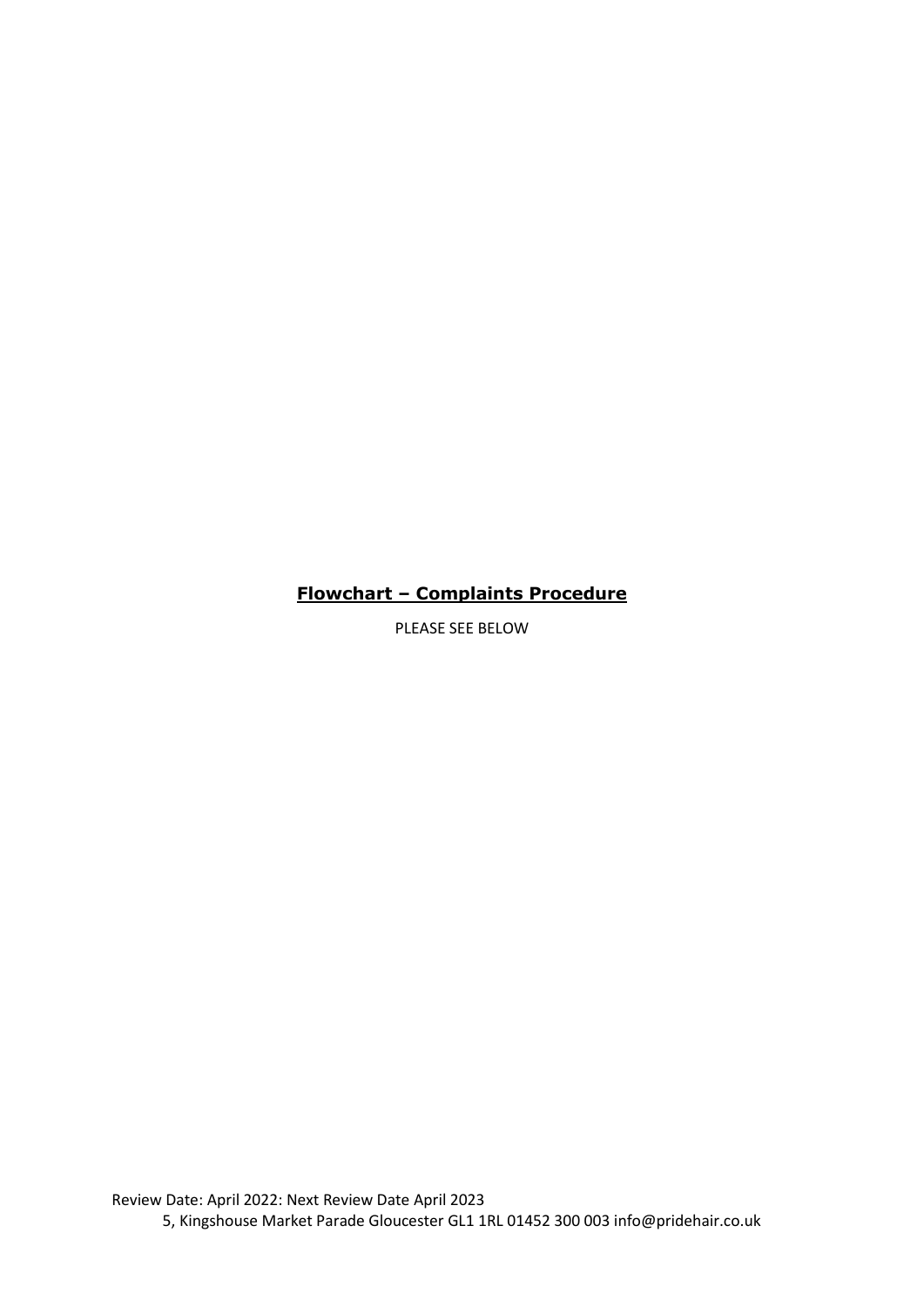**<u>Flowchart – Complaints Procedure</u>**

PLEASE SEE BELOW

Review Date: April 2022: Next Review Date April 2023

5, Kingshouse Market Parade Gloucester GL1 1RL 01452 300 003 info@pridehair.co.uk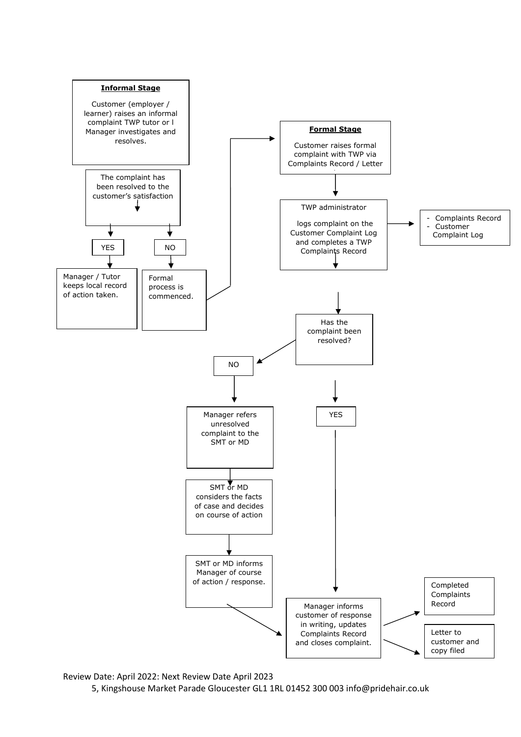**Informal Stage**

Customer (employer / learner) raises an informal complaint TWP tutor or l Manager investigates and resolves.

The complaint has been resolved to the customer's satisfaction

YES

Manager / Tutor keeps local record of action taken.

NO

Formal process is commenced.

**Formal Stage**

Customer raises formal complaint with TWP via Complaints Record / Letter

TWP administrator

logs complaint on the Customer Complaint Log and completes a TWP Complaints Record

- Complaints Record
- Customer Complaint Log

Has the complaint been resolved?

NO

Manager refers unresolved complaint to the SMT or MD

SMT or MD considers the facts of case and decides on course of action

SMT or MD informs Manager of course of action / response.

YES

Manager informs customer of response in writing, updates Complaints Record and closes complaint.

Completed Complaints Record

Letter to customer and copy filed

Review Date: April 2022: Next Review Date April 2023

5, Kingshouse Market Parade Gloucester GL1 1RL 01452 300 003 info@pridehair.co.uk